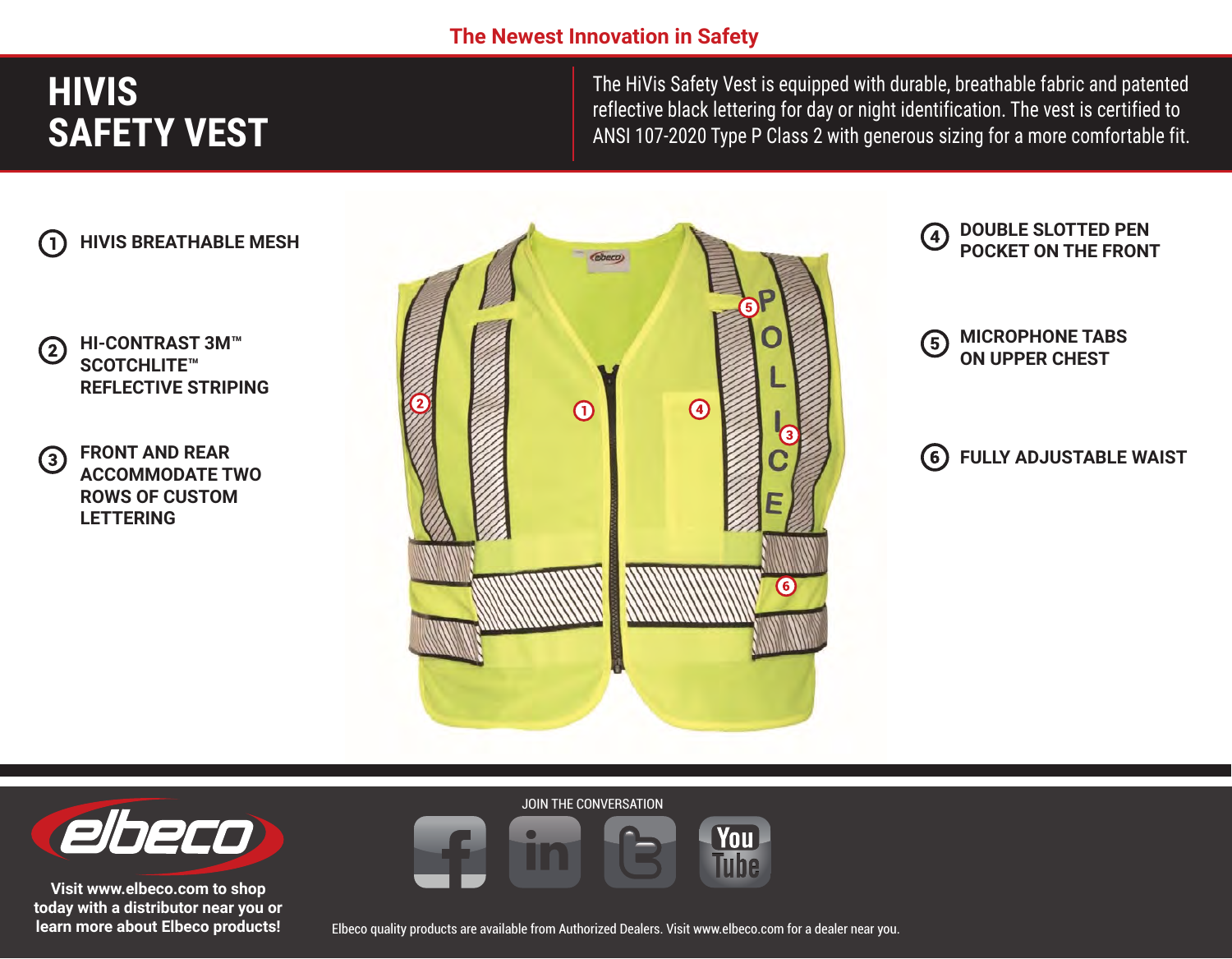The Newest Innovation in Safety

# HIVIS SAFETY VEST

The HiVis Safety Vest is equipped with durable, breathable fabric and patented reflective black lettering for day or night identification. The vest is certified to ANSI 107-2020 Type P Class 2 with generous sizing for a more comfortable fit.

1. **HIVIS BREATHABLE MESH**
2. **HI-CONTRAST 3M™ SCOTCHLITE™ REFLECTIVE STRIPING**
3. **FRONT AND REAR ACCOMMODATE TWO ROWS OF CUSTOM LETTERING**
4. **DOUBLE SLOTTED PEN POCKET ON THE FRONT**
5. **MICROPHONE TABS ON UPPER CHEST**
6. **FULLY ADJUSTABLE WAIST**

**Visit www.elbeco.com to shop today with a distributor near you or learn more about Elbeco products!**

JOIN THE CONVERSATION

Elbeco quality products are available from Authorized Dealers. Visit www.elbeco.com for a dealer near you.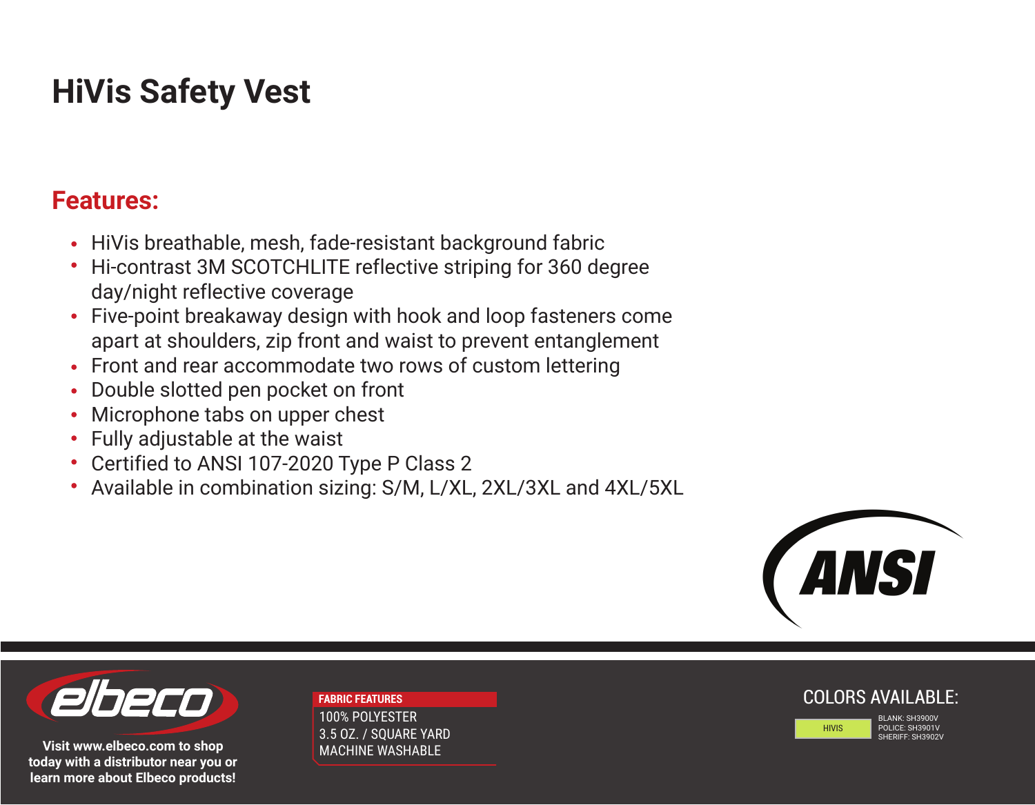# HiVis Safety Vest

## Features:

- HiVis breathable, mesh, fade-resistant background fabric
- Hi-contrast 3M SCOTCHLITE reflective striping for 360 degree day/night reflective coverage
- Five-point breakaway design with hook and loop fasteners come apart at shoulders, zip front and waist to prevent entanglement
- Front and rear accommodate two rows of custom lettering
- Double slotted pen pocket on front
- Microphone tabs on upper chest
- Fully adjustable at the waist
- Certified to ANSI 107-2020 Type P Class 2
- Available in combination sizing: S/M, L/XL, 2XL/3XL and 4XL/5XL

ANSI

elbeco

**Visit www.elbeco.com to shop today with a distributor near you or learn more about Elbeco products!**

**FABRIC FEATURES**

100% POLYESTER
3.5 OZ. / SQUARE YARD
MACHINE WASHABLE

COLORS AVAILABLE:

HIVIS

BLANK: SH3900V
POLICE: SH3901V
SHERIFF: SH3902V